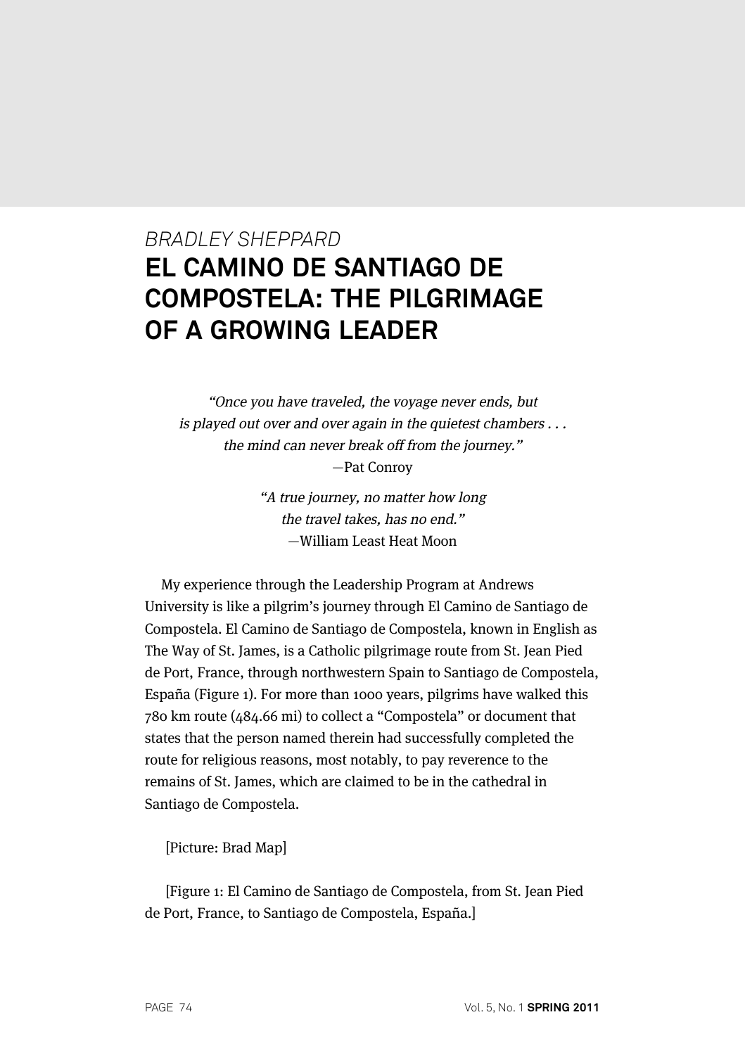*BRADLEY SHEPPARD*

# EL CAMINO DE SANTIAGO DE COMPOSTELA: THE PILGRIMAGE OF A GROWING LEADER

> *"Once you have traveled, the voyage never ends, but is played out over and over again in the quietest chambers . . . the mind can never break off from the journey."*
> —Pat Conroy

> *"A true journey, no matter how long the travel takes, has no end."*
> —William Least Heat Moon

My experience through the Leadership Program at Andrews University is like a pilgrim's journey through El Camino de Santiago de Compostela. El Camino de Santiago de Compostela, known in English as The Way of St. James, is a Catholic pilgrimage route from St. Jean Pied de Port, France, through northwestern Spain to Santiago de Compostela, España (Figure 1). For more than 1000 years, pilgrims have walked this 780 km route (484.66 mi) to collect a "Compostela" or document that states that the person named therein had successfully completed the route for religious reasons, most notably, to pay reverence to the remains of St. James, which are claimed to be in the cathedral in Santiago de Compostela.

[Picture: Brad Map]

[Figure 1: El Camino de Santiago de Compostela, from St. Jean Pied de Port, France, to Santiago de Compostela, España.]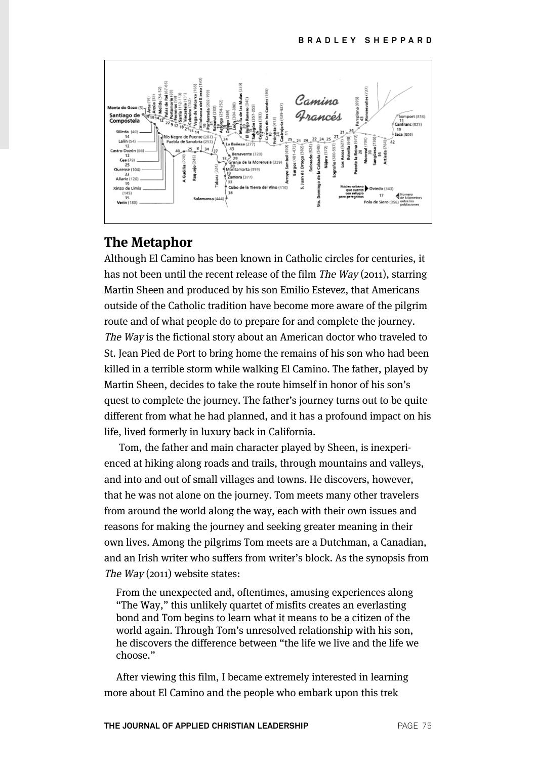## The Metaphor

Although El Camino has been known in Catholic circles for centuries, it has not been until the recent release of the film *The Way* (2011), starring Martin Sheen and produced by his son Emilio Estevez, that Americans outside of the Catholic tradition have become more aware of the pilgrim route and of what people do to prepare for and complete the journey. *The Way* is the fictional story about an American doctor who traveled to St. Jean Pied de Port to bring home the remains of his son who had been killed in a terrible storm while walking El Camino. The father, played by Martin Sheen, decides to take the route himself in honor of his son's quest to complete the journey. The father's journey turns out to be quite different from what he had planned, and it has a profound impact on his life, lived formerly in luxury back in California.

Tom, the father and main character played by Sheen, is inexperienced at hiking along roads and trails, through mountains and valleys, and into and out of small villages and towns. He discovers, however, that he was not alone on the journey. Tom meets many other travelers from around the world along the way, each with their own issues and reasons for making the journey and seeking greater meaning in their own lives. Among the pilgrims Tom meets are a Dutchman, a Canadian, and an Irish writer who suffers from writer's block. As the synopsis from *The Way* (2011) website states:

> From the unexpected and, oftentimes, amusing experiences along "The Way," this unlikely quartet of misfits creates an everlasting bond and Tom begins to learn what it means to be a citizen of the world again. Through Tom's unresolved relationship with his son, he discovers the difference between "the life we live and the life we choose."

After viewing this film, I became extremely interested in learning more about El Camino and the people who embark upon this trek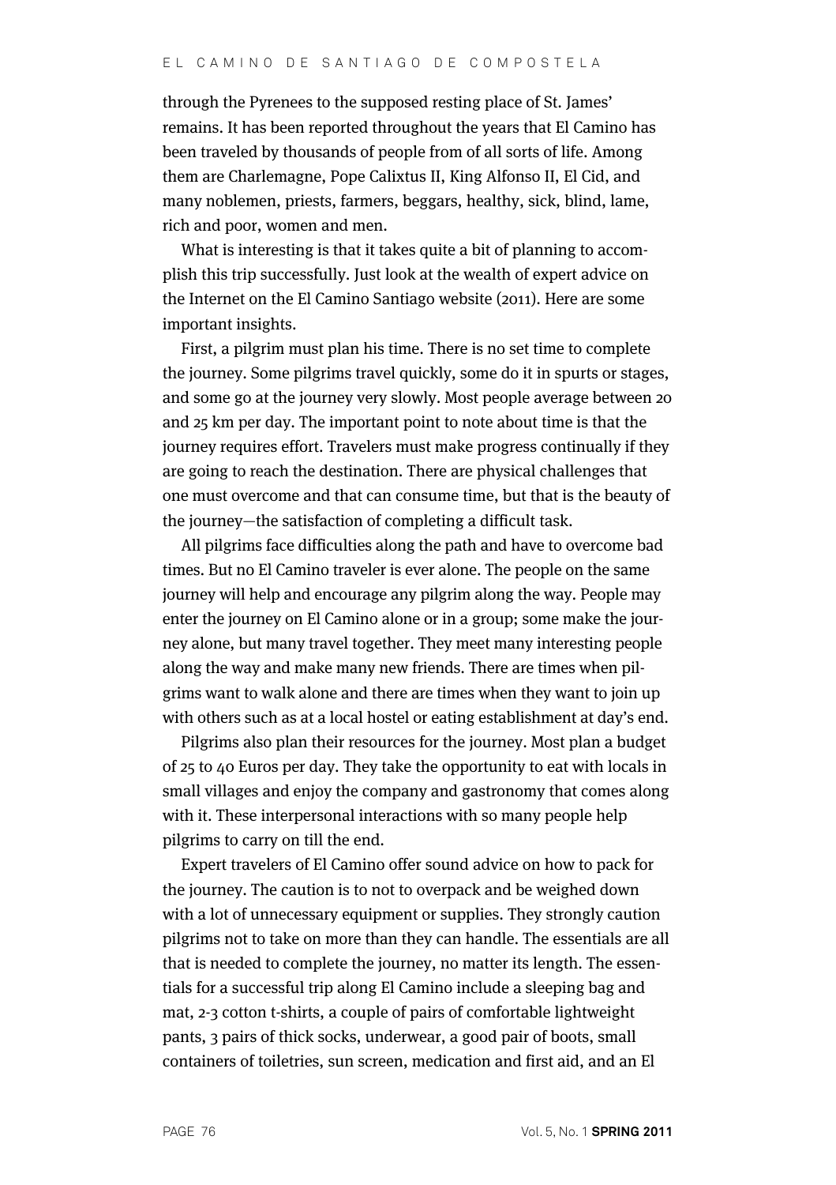through the Pyrenees to the supposed resting place of St. James' remains. It has been reported throughout the years that El Camino has been traveled by thousands of people from of all sorts of life. Among them are Charlemagne, Pope Calixtus II, King Alfonso II, El Cid, and many noblemen, priests, farmers, beggars, healthy, sick, blind, lame, rich and poor, women and men.

What is interesting is that it takes quite a bit of planning to accomplish this trip successfully. Just look at the wealth of expert advice on the Internet on the El Camino Santiago website (2011). Here are some important insights.

First, a pilgrim must plan his time. There is no set time to complete the journey. Some pilgrims travel quickly, some do it in spurts or stages, and some go at the journey very slowly. Most people average between 20 and 25 km per day. The important point to note about time is that the journey requires effort. Travelers must make progress continually if they are going to reach the destination. There are physical challenges that one must overcome and that can consume time, but that is the beauty of the journey—the satisfaction of completing a difficult task.

All pilgrims face difficulties along the path and have to overcome bad times. But no El Camino traveler is ever alone. The people on the same journey will help and encourage any pilgrim along the way. People may enter the journey on El Camino alone or in a group; some make the journey alone, but many travel together. They meet many interesting people along the way and make many new friends. There are times when pilgrims want to walk alone and there are times when they want to join up with others such as at a local hostel or eating establishment at day's end.

Pilgrims also plan their resources for the journey. Most plan a budget of 25 to 40 Euros per day. They take the opportunity to eat with locals in small villages and enjoy the company and gastronomy that comes along with it. These interpersonal interactions with so many people help pilgrims to carry on till the end.

Expert travelers of El Camino offer sound advice on how to pack for the journey. The caution is to not to overpack and be weighed down with a lot of unnecessary equipment or supplies. They strongly caution pilgrims not to take on more than they can handle. The essentials are all that is needed to complete the journey, no matter its length. The essentials for a successful trip along El Camino include a sleeping bag and mat, 2-3 cotton t-shirts, a couple of pairs of comfortable lightweight pants, 3 pairs of thick socks, underwear, a good pair of boots, small containers of toiletries, sun screen, medication and first aid, and an El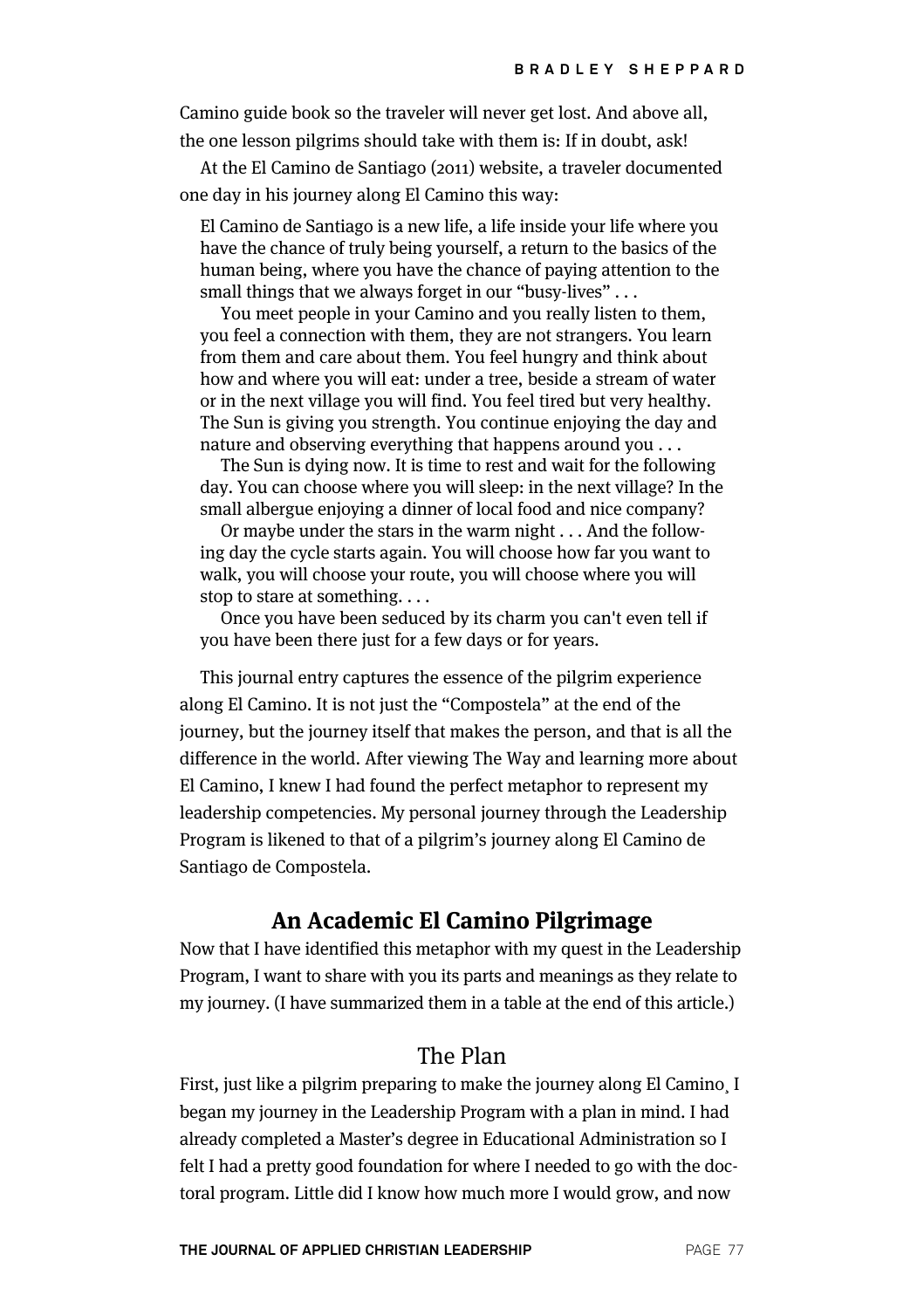Camino guide book so the traveler will never get lost. And above all, the one lesson pilgrims should take with them is: If in doubt, ask!

At the El Camino de Santiago (2011) website, a traveler documented one day in his journey along El Camino this way:

> El Camino de Santiago is a new life, a life inside your life where you have the chance of truly being yourself, a return to the basics of the human being, where you have the chance of paying attention to the small things that we always forget in our "busy-lives" . . .
>
> You meet people in your Camino and you really listen to them, you feel a connection with them, they are not strangers. You learn from them and care about them. You feel hungry and think about how and where you will eat: under a tree, beside a stream of water or in the next village you will find. You feel tired but very healthy. The Sun is giving you strength. You continue enjoying the day and nature and observing everything that happens around you . . .
>
> The Sun is dying now. It is time to rest and wait for the following day. You can choose where you will sleep: in the next village? In the small albergue enjoying a dinner of local food and nice company?
>
> Or maybe under the stars in the warm night . . . And the following day the cycle starts again. You will choose how far you want to walk, you will choose your route, you will choose where you will stop to stare at something. . . .
>
> Once you have been seduced by its charm you can't even tell if you have been there just for a few days or for years.

This journal entry captures the essence of the pilgrim experience along El Camino. It is not just the "Compostela" at the end of the journey, but the journey itself that makes the person, and that is all the difference in the world. After viewing The Way and learning more about El Camino, I knew I had found the perfect metaphor to represent my leadership competencies. My personal journey through the Leadership Program is likened to that of a pilgrim's journey along El Camino de Santiago de Compostela.

## An Academic El Camino Pilgrimage

Now that I have identified this metaphor with my quest in the Leadership Program, I want to share with you its parts and meanings as they relate to my journey. (I have summarized them in a table at the end of this article.)

### The Plan

First, just like a pilgrim preparing to make the journey along El Camino, I began my journey in the Leadership Program with a plan in mind. I had already completed a Master's degree in Educational Administration so I felt I had a pretty good foundation for where I needed to go with the doctoral program. Little did I know how much more I would grow, and now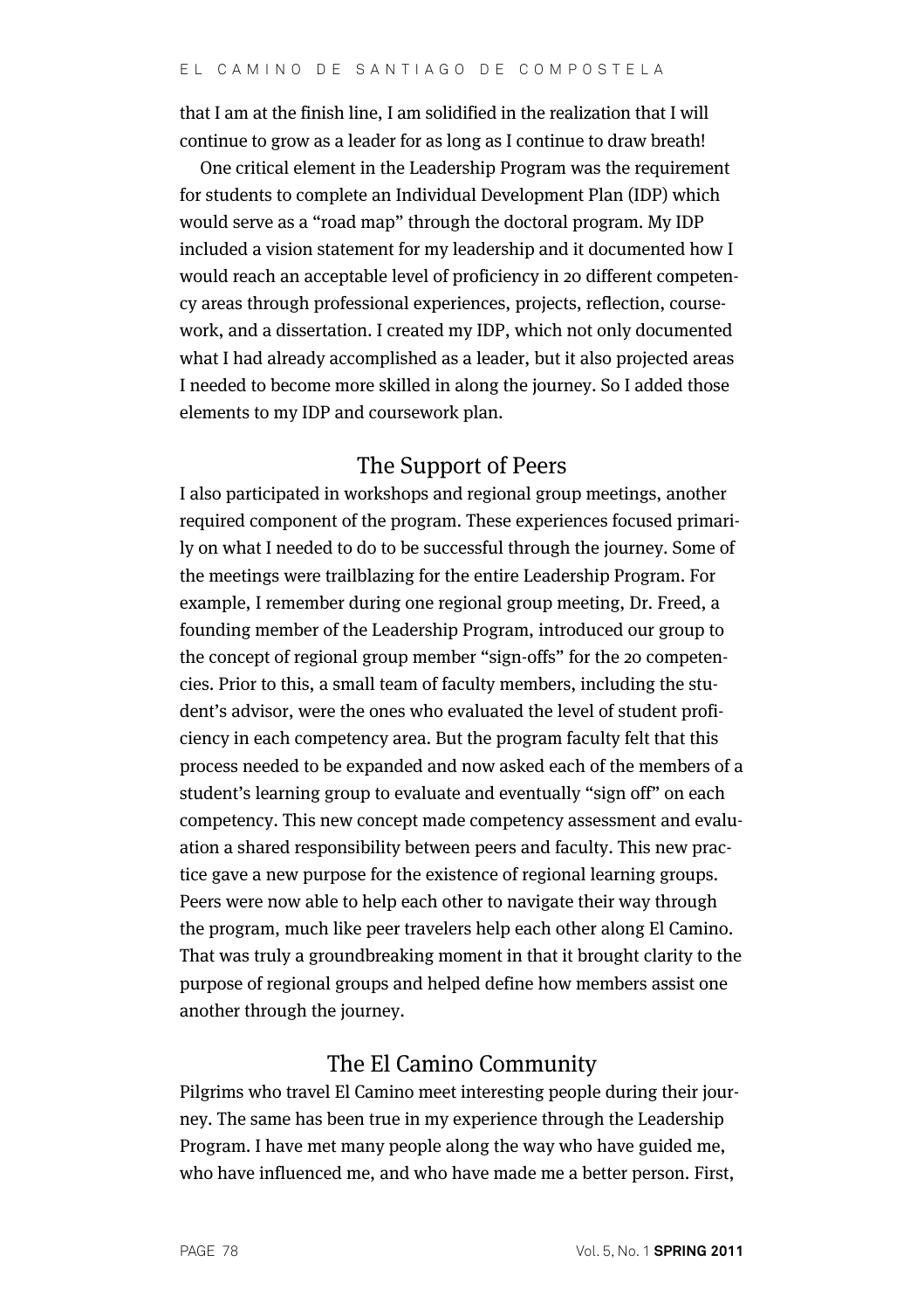that I am at the finish line, I am solidified in the realization that I will continue to grow as a leader for as long as I continue to draw breath!

One critical element in the Leadership Program was the requirement for students to complete an Individual Development Plan (IDP) which would serve as a "road map" through the doctoral program. My IDP included a vision statement for my leadership and it documented how I would reach an acceptable level of proficiency in 20 different competency areas through professional experiences, projects, reflection, coursework, and a dissertation. I created my IDP, which not only documented what I had already accomplished as a leader, but it also projected areas I needed to become more skilled in along the journey. So I added those elements to my IDP and coursework plan.

## The Support of Peers

I also participated in workshops and regional group meetings, another required component of the program. These experiences focused primarily on what I needed to do to be successful through the journey. Some of the meetings were trailblazing for the entire Leadership Program. For example, I remember during one regional group meeting, Dr. Freed, a founding member of the Leadership Program, introduced our group to the concept of regional group member "sign-offs" for the 20 competencies. Prior to this, a small team of faculty members, including the student's advisor, were the ones who evaluated the level of student proficiency in each competency area. But the program faculty felt that this process needed to be expanded and now asked each of the members of a student's learning group to evaluate and eventually "sign off" on each competency. This new concept made competency assessment and evaluation a shared responsibility between peers and faculty. This new practice gave a new purpose for the existence of regional learning groups. Peers were now able to help each other to navigate their way through the program, much like peer travelers help each other along El Camino. That was truly a groundbreaking moment in that it brought clarity to the purpose of regional groups and helped define how members assist one another through the journey.

## The El Camino Community

Pilgrims who travel El Camino meet interesting people during their journey. The same has been true in my experience through the Leadership Program. I have met many people along the way who have guided me, who have influenced me, and who have made me a better person. First,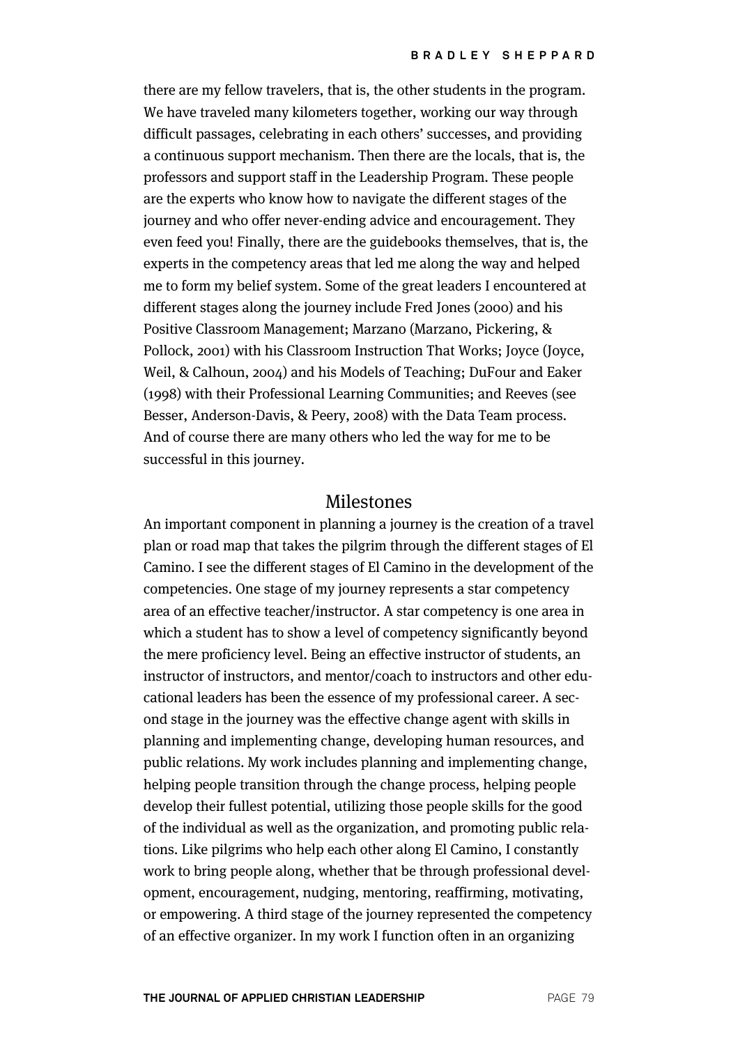there are my fellow travelers, that is, the other students in the program. We have traveled many kilometers together, working our way through difficult passages, celebrating in each others' successes, and providing a continuous support mechanism. Then there are the locals, that is, the professors and support staff in the Leadership Program. These people are the experts who know how to navigate the different stages of the journey and who offer never-ending advice and encouragement. They even feed you! Finally, there are the guidebooks themselves, that is, the experts in the competency areas that led me along the way and helped me to form my belief system. Some of the great leaders I encountered at different stages along the journey include Fred Jones (2000) and his Positive Classroom Management; Marzano (Marzano, Pickering, & Pollock, 2001) with his Classroom Instruction That Works; Joyce (Joyce, Weil, & Calhoun, 2004) and his Models of Teaching; DuFour and Eaker (1998) with their Professional Learning Communities; and Reeves (see Besser, Anderson-Davis, & Peery, 2008) with the Data Team process. And of course there are many others who led the way for me to be successful in this journey.

## Milestones

An important component in planning a journey is the creation of a travel plan or road map that takes the pilgrim through the different stages of El Camino. I see the different stages of El Camino in the development of the competencies. One stage of my journey represents a star competency area of an effective teacher/instructor. A star competency is one area in which a student has to show a level of competency significantly beyond the mere proficiency level. Being an effective instructor of students, an instructor of instructors, and mentor/coach to instructors and other educational leaders has been the essence of my professional career. A second stage in the journey was the effective change agent with skills in planning and implementing change, developing human resources, and public relations. My work includes planning and implementing change, helping people transition through the change process, helping people develop their fullest potential, utilizing those people skills for the good of the individual as well as the organization, and promoting public relations. Like pilgrims who help each other along El Camino, I constantly work to bring people along, whether that be through professional development, encouragement, nudging, mentoring, reaffirming, motivating, or empowering. A third stage of the journey represented the competency of an effective organizer. In my work I function often in an organizing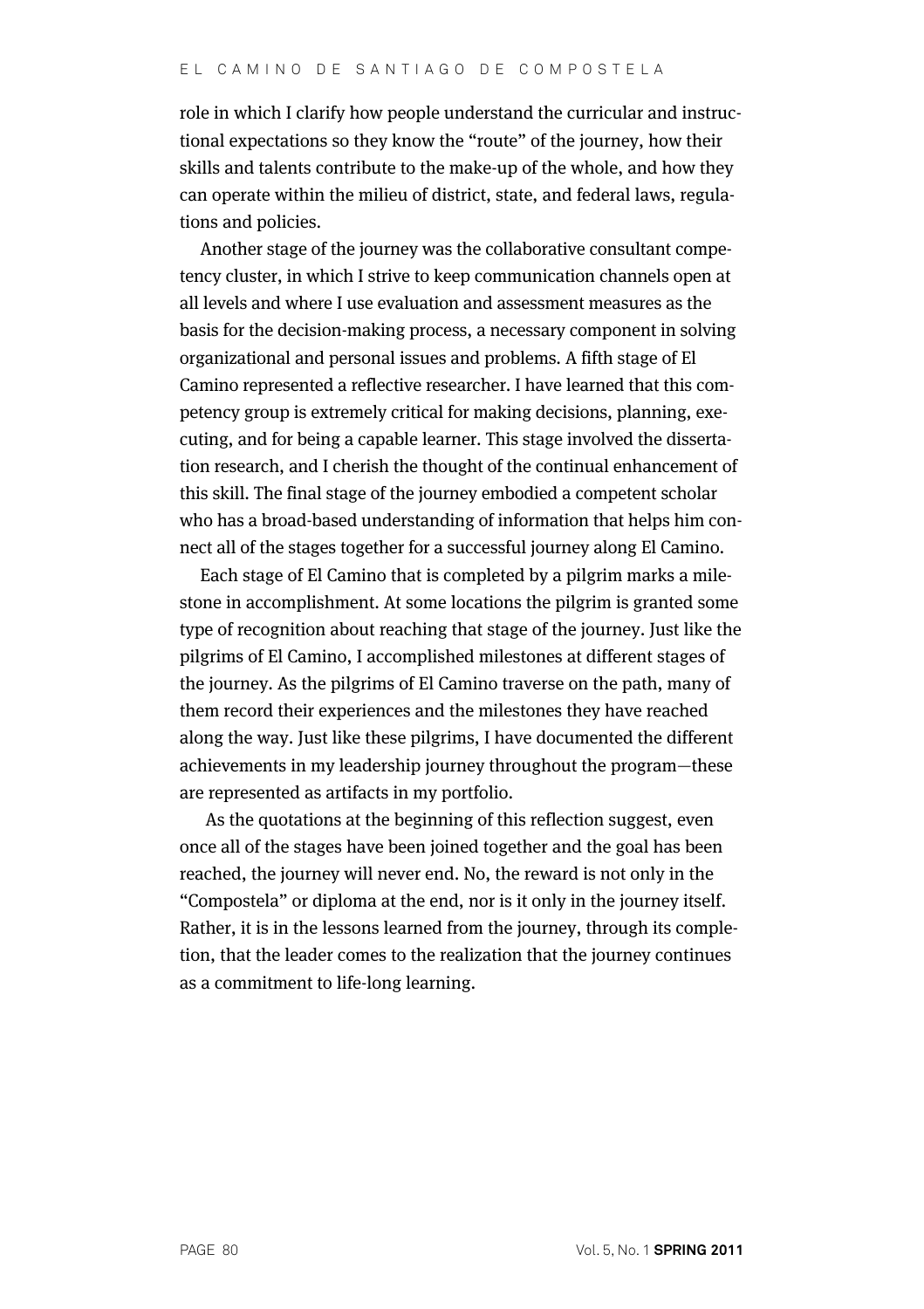role in which I clarify how people understand the curricular and instructional expectations so they know the "route" of the journey, how their skills and talents contribute to the make-up of the whole, and how they can operate within the milieu of district, state, and federal laws, regulations and policies.

Another stage of the journey was the collaborative consultant competency cluster, in which I strive to keep communication channels open at all levels and where I use evaluation and assessment measures as the basis for the decision-making process, a necessary component in solving organizational and personal issues and problems. A fifth stage of El Camino represented a reflective researcher. I have learned that this competency group is extremely critical for making decisions, planning, executing, and for being a capable learner. This stage involved the dissertation research, and I cherish the thought of the continual enhancement of this skill. The final stage of the journey embodied a competent scholar who has a broad-based understanding of information that helps him connect all of the stages together for a successful journey along El Camino.

Each stage of El Camino that is completed by a pilgrim marks a milestone in accomplishment. At some locations the pilgrim is granted some type of recognition about reaching that stage of the journey. Just like the pilgrims of El Camino, I accomplished milestones at different stages of the journey. As the pilgrims of El Camino traverse on the path, many of them record their experiences and the milestones they have reached along the way. Just like these pilgrims, I have documented the different achievements in my leadership journey throughout the program—these are represented as artifacts in my portfolio.

As the quotations at the beginning of this reflection suggest, even once all of the stages have been joined together and the goal has been reached, the journey will never end. No, the reward is not only in the "Compostela" or diploma at the end, nor is it only in the journey itself. Rather, it is in the lessons learned from the journey, through its completion, that the leader comes to the realization that the journey continues as a commitment to life-long learning.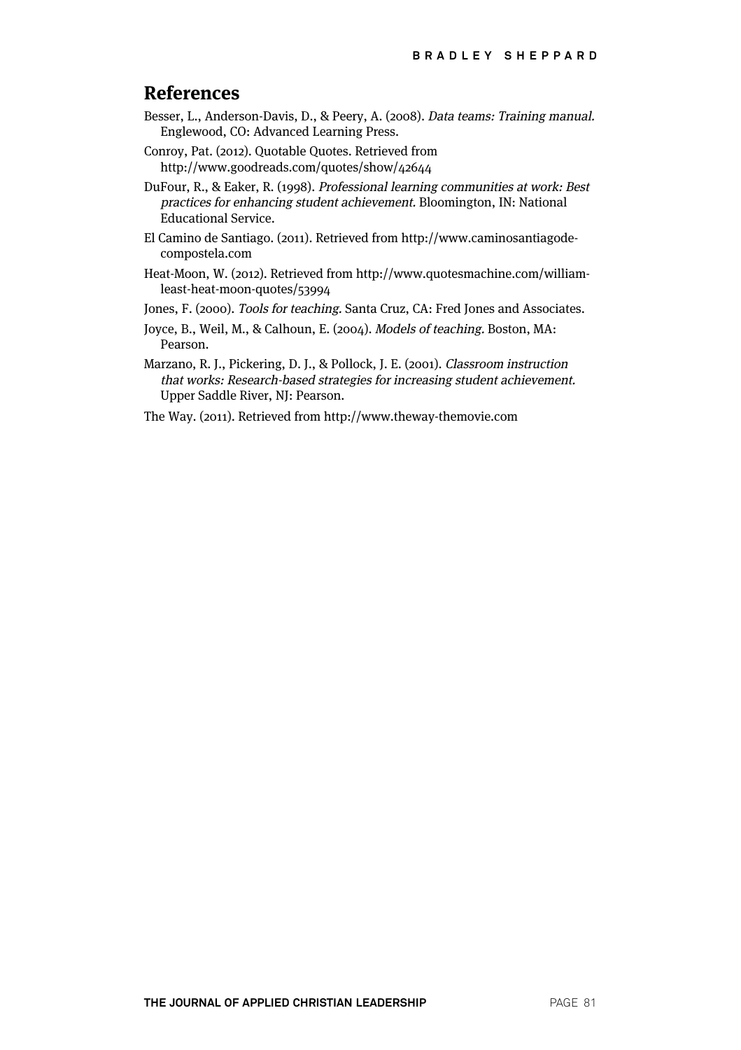## References

Besser, L., Anderson-Davis, D., & Peery, A. (2008). *Data teams: Training manual.* Englewood, CO: Advanced Learning Press.

Conroy, Pat. (2012). Quotable Quotes. Retrieved from http://www.goodreads.com/quotes/show/42644

DuFour, R., & Eaker, R. (1998). *Professional learning communities at work: Best practices for enhancing student achievement.* Bloomington, IN: National Educational Service.

El Camino de Santiago. (2011). Retrieved from http://www.caminosantiagode-compostela.com

Heat-Moon, W. (2012). Retrieved from http://www.quotesmachine.com/william-least-heat-moon-quotes/53994

Jones, F. (2000). *Tools for teaching.* Santa Cruz, CA: Fred Jones and Associates.

Joyce, B., Weil, M., & Calhoun, E. (2004). *Models of teaching.* Boston, MA: Pearson.

Marzano, R. J., Pickering, D. J., & Pollock, J. E. (2001). *Classroom instruction that works: Research-based strategies for increasing student achievement.* Upper Saddle River, NJ: Pearson.

The Way. (2011). Retrieved from http://www.theway-themovie.com